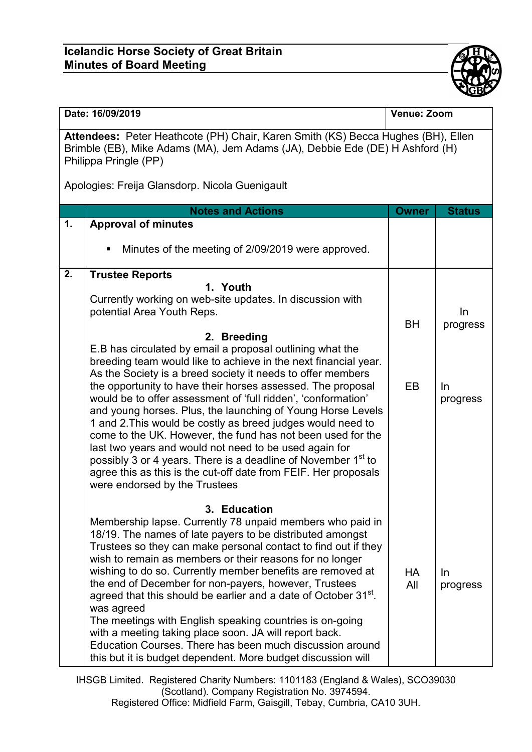**Icelandic Horse Society of Great Britain**
**Minutes of Board Meeting**

| Date: 16/09/2019 | Venue: Zoom |
|---|---|

**Attendees:** Peter Heathcote (PH) Chair, Karen Smith (KS) Becca Hughes (BH), Ellen Brimble (EB), Mike Adams (MA), Jem Adams (JA), Debbie Ede (DE) H Ashford (H) Philippa Pringle (PP)

Apologies: Freija Glansdorp. Nicola Guenigault

| | Notes and Actions | Owner | Status |
|---|---|---|---|
| 1. | **Approval of minutes**<br><br>▪ Minutes of the meeting of 2/09/2019 were approved. | | |
| 2. | **Trustee Reports**<br>**1. Youth**<br>Currently working on web-site updates. In discussion with potential Area Youth Reps.<br><br>**2. Breeding**<br>E.B has circulated by email a proposal outlining what the breeding team would like to achieve in the next financial year. As the Society is a breed society it needs to offer members the opportunity to have their horses assessed. The proposal would be to offer assessment of 'full ridden', 'conformation' and young horses. Plus, the launching of Young Horse Levels 1 and 2.This would be costly as breed judges would need to come to the UK. However, the fund has not been used for the last two years and would not need to be used again for possibly 3 or 4 years. There is a deadline of November 1st to agree this as this is the cut-off date from FEIF. Her proposals were endorsed by the Trustees<br><br>**3. Education**<br>Membership lapse. Currently 78 unpaid members who paid in 18/19. The names of late payers to be distributed amongst Trustees so they can make personal contact to find out if they wish to remain as members or their reasons for no longer wishing to do so. Currently member benefits are removed at the end of December for non-payers, however, Trustees agreed that this should be earlier and a date of October 31st. was agreed<br>The meetings with English speaking countries is on-going with a meeting taking place soon. JA will report back.<br>Education Courses. There has been much discussion around this but it is budget dependent. More budget discussion will | BH<br><br>EB<br><br>HA<br>All | In progress<br><br>In progress<br><br>In progress |

IHSGB Limited. Registered Charity Numbers: 1101183 (England & Wales), SCO39030 (Scotland). Company Registration No. 3974594.
Registered Office: Midfield Farm, Gaisgill, Tebay, Cumbria, CA10 3UH.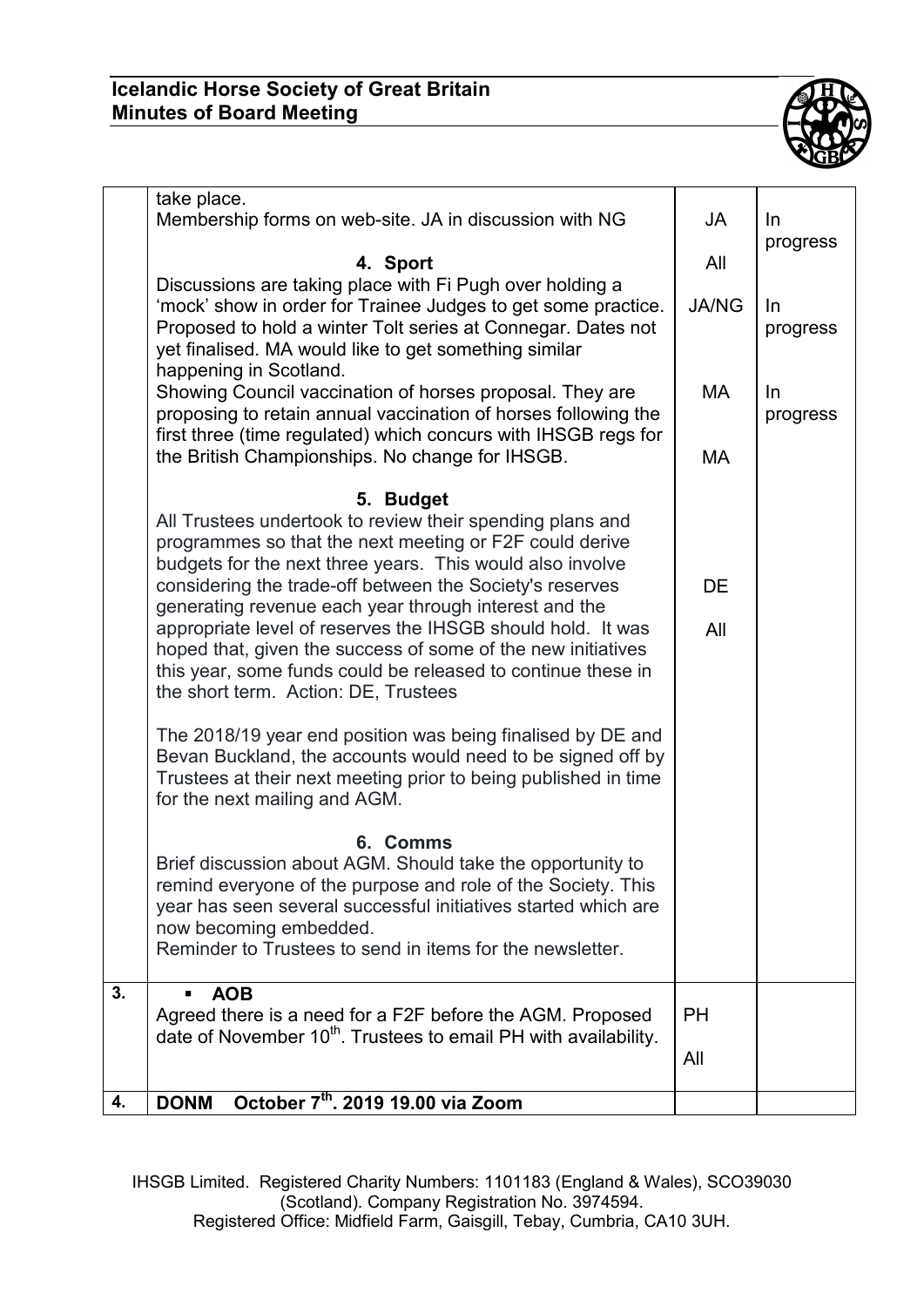| | | | |
|---|---|---|---|
| | take place.<br>Membership forms on web-site. JA in discussion with NG | JA | In progress |
| | **4. Sport** | All | |
| | Discussions are taking place with Fi Pugh over holding a 'mock' show in order for Trainee Judges to get some practice.<br>Proposed to hold a winter Tolt series at Connegar. Dates not yet finalised. MA would like to get something similar happening in Scotland. | JA/NG | In progress |
| | Showing Council vaccination of horses proposal. They are proposing to retain annual vaccination of horses following the first three (time regulated) which concurs with IHSGB regs for the British Championships. No change for IHSGB. | MA<br><br>MA | In progress |
| | **5. Budget**<br>All Trustees undertook to review their spending plans and programmes so that the next meeting or F2F could derive budgets for the next three years. This would also involve considering the trade-off between the Society's reserves generating revenue each year through interest and the appropriate level of reserves the IHSGB should hold. It was hoped that, given the success of some of the new initiatives this year, some funds could be released to continue these in the short term. Action: DE, Trustees | DE<br><br>All | |
| | The 2018/19 year end position was being finalised by DE and Bevan Buckland, the accounts would need to be signed off by Trustees at their next meeting prior to being published in time for the next mailing and AGM. | | |
| | **6. Comms**<br>Brief discussion about AGM. Should take the opportunity to remind everyone of the purpose and role of the Society. This year has seen several successful initiatives started which are now becoming embedded.<br>Reminder to Trustees to send in items for the newsletter. | | |
| **3.** | ▪ **AOB**<br>Agreed there is a need for a F2F before the AGM. Proposed date of November 10th. Trustees to email PH with availability. | PH<br><br>All | |
| **4.** | **DONM October 7th. 2019 19.00 via Zoom** | | |

IHSGB Limited. Registered Charity Numbers: 1101183 (England & Wales), SCO39030 (Scotland). Company Registration No. 3974594.
Registered Office: Midfield Farm, Gaisgill, Tebay, Cumbria, CA10 3UH.